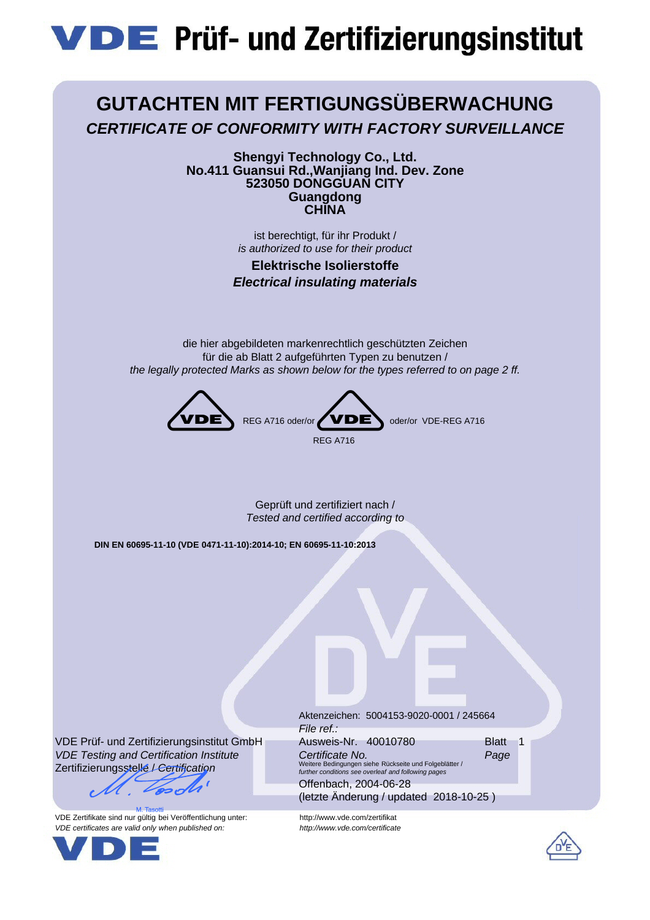# VDE Prüf- und Zertifizierungsinstitut

## GUTACHTEN MIT FERTIGUNGSÜBERWACHUNG

### *CERTIFICATE OF CONFORMITY WITH FACTORY SURVEILLANCE*

**Shengyi Technology Co., Ltd.**
**No.411 Guansui Rd.,Wanjiang Ind. Dev. Zone**
**523050 DONGGUAN CITY**
**Guangdong**
**CHINA**

ist berechtigt, für ihr Produkt /
*is authorized to use for their product*

**Elektrische Isolierstoffe**
***Electrical insulating materials***

die hier abgebildeten markenrechtlich geschützten Zeichen
für die ab Blatt 2 aufgeführten Typen zu benutzen /
*the legally protected Marks as shown below for the types referred to on page 2 ff.*

VDE REG A716 oder/or VDE REG A716 oder/or VDE-REG A716

Geprüft und zertifiziert nach /
*Tested and certified according to*

**DIN EN 60695-11-10 (VDE 0471-11-10):2014-10; EN 60695-11-10:2013**

VDE Prüf- und Zertifizierungsinstitut GmbH
*VDE Testing and Certification Institute*
Zertifizierungsstelle / *Certification*

M. Tasotti

Aktenzeichen: 5004153-9020-0001 / 245664
*File ref.:*

Ausweis-Nr. 40010780
*Certificate No.*

Blatt 1
*Page*

Weitere Bedingungen siehe Rückseite und Folgeblätter /
*further conditions see overleaf and following pages*

Offenbach, 2004-06-28
(letzte Änderung / updated 2018-10-25 )

VDE Zertifikate sind nur gültig bei Veröffentlichung unter: http://www.vde.com/zertifikat
*VDE certificates are valid only when published on: http://www.vde.com/certificate*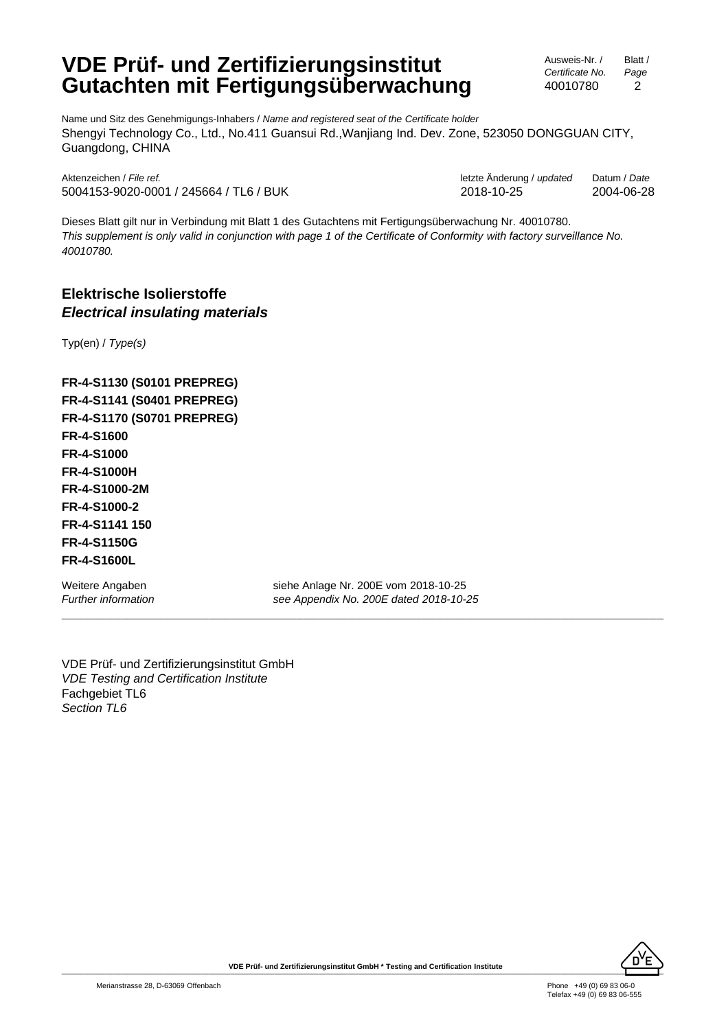# VDE Prüf- und Zertifizierungsinstitut
# Gutachten mit Fertigungsüberwachung

| Ausweis-Nr. / *Certificate No.* | Blatt / *Page* |
|---|---|
| 40010780 | 2 |

Name und Sitz des Genehmigungs-Inhabers / *Name and registered seat of the Certificate holder*
Shengyi Technology Co., Ltd., No.411 Guansui Rd.,Wanjiang Ind. Dev. Zone, 523050 DONGGUAN CITY, Guangdong, CHINA

| Aktenzeichen / *File ref.* | letzte Änderung / *updated* | Datum / *Date* |
|---|---|---|
| 5004153-9020-0001 / 245664 / TL6 / BUK | 2018-10-25 | 2004-06-28 |

Dieses Blatt gilt nur in Verbindung mit Blatt 1 des Gutachtens mit Fertigungsüberwachung Nr. 40010780.
*This supplement is only valid in conjunction with page 1 of the Certificate of Conformity with factory surveillance No. 40010780.*

## Elektrische Isolierstoffe
## *Electrical insulating materials*

Typ(en) / *Type(s)*

**FR-4-S1130 (S0101 PREPREG)**
**FR-4-S1141 (S0401 PREPREG)**
**FR-4-S1170 (S0701 PREPREG)**
**FR-4-S1600**
**FR-4-S1000**
**FR-4-S1000H**
**FR-4-S1000-2M**
**FR-4-S1000-2**
**FR-4-S1141 150**
**FR-4-S1150G**
**FR-4-S1600L**

Weitere Angaben — siehe Anlage Nr. 200E vom 2018-10-25
*Further information — see Appendix No. 200E dated 2018-10-25*

---

VDE Prüf- und Zertifizierungsinstitut GmbH
*VDE Testing and Certification Institute*
Fachgebiet TL6
*Section TL6*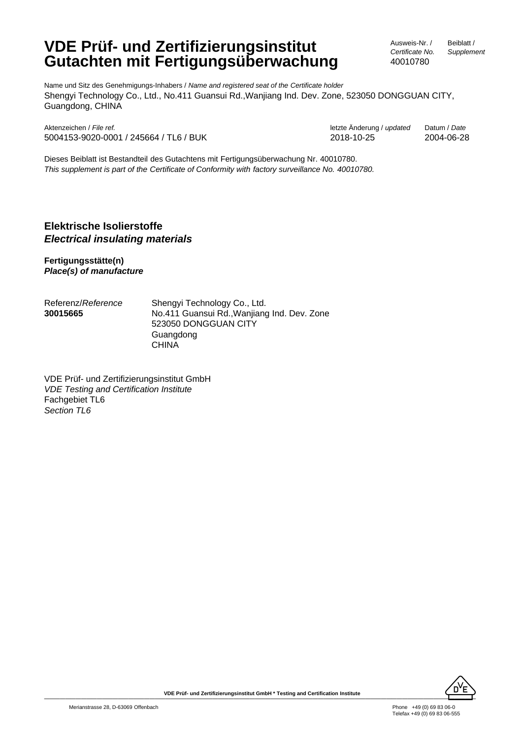# VDE Prüf- und Zertifizierungsinstitut
# Gutachten mit Fertigungsüberwachung

| Ausweis-Nr. / *Certificate No.* | Beiblatt / *Supplement* |
|---|---|
| 40010780 | |

Name und Sitz des Genehmigungs-Inhabers / *Name and registered seat of the Certificate holder*
Shengyi Technology Co., Ltd., No.411 Guansui Rd.,Wanjiang Ind. Dev. Zone, 523050 DONGGUAN CITY, Guangdong, CHINA

| Aktenzeichen / *File ref.* | letzte Änderung / *updated* | Datum / *Date* |
|---|---|---|
| 5004153-9020-0001 / 245664 / TL6 / BUK | 2018-10-25 | 2004-06-28 |

Dieses Beiblatt ist Bestandteil des Gutachtens mit Fertigungsüberwachung Nr. 40010780.
*This supplement is part of the Certificate of Conformity with factory surveillance No. 40010780.*

## Elektrische Isolierstoffe
## *Electrical insulating materials*

**Fertigungsstätte(n)**
***Place(s) of manufacture***

Referenz/*Reference*
**30015665**

Shengyi Technology Co., Ltd.
No.411 Guansui Rd.,Wanjiang Ind. Dev. Zone
523050 DONGGUAN CITY
Guangdong
CHINA

VDE Prüf- und Zertifizierungsinstitut GmbH
*VDE Testing and Certification Institute*
Fachgebiet TL6
*Section TL6*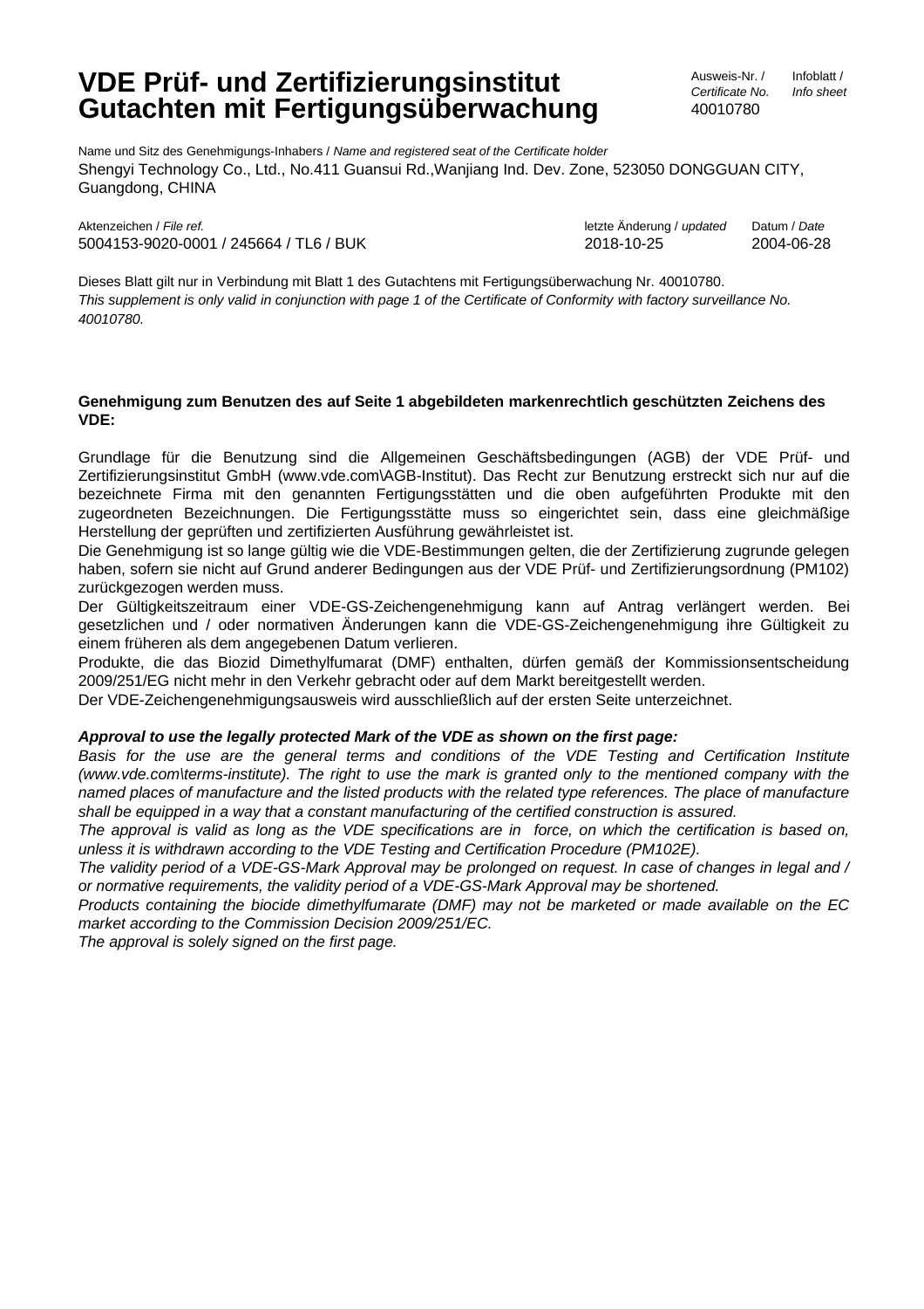# VDE Prüf- und Zertifizierungsinstitut
# Gutachten mit Fertigungsüberwachung

Ausweis-Nr. / *Certificate No.*
40010780

Infoblatt / *Info sheet*

Name und Sitz des Genehmigungs-Inhabers / *Name and registered seat of the Certificate holder*
Shengyi Technology Co., Ltd., No.411 Guansui Rd.,Wanjiang Ind. Dev. Zone, 523050 DONGGUAN CITY, Guangdong, CHINA

| Aktenzeichen / *File ref.* | letzte Änderung / *updated* | Datum / *Date* |
|---|---|---|
| 5004153-9020-0001 / 245664 / TL6 / BUK | 2018-10-25 | 2004-06-28 |

Dieses Blatt gilt nur in Verbindung mit Blatt 1 des Gutachtens mit Fertigungsüberwachung Nr. 40010780.
*This supplement is only valid in conjunction with page 1 of the Certificate of Conformity with factory surveillance No. 40010780.*

**Genehmigung zum Benutzen des auf Seite 1 abgebildeten markenrechtlich geschützten Zeichens des VDE:**

Grundlage für die Benutzung sind die Allgemeinen Geschäftsbedingungen (AGB) der VDE Prüf- und Zertifizierungsinstitut GmbH (www.vde.com\AGB-Institut). Das Recht zur Benutzung erstreckt sich nur auf die bezeichnete Firma mit den genannten Fertigungsstätten und die oben aufgeführten Produkte mit den zugeordneten Bezeichnungen. Die Fertigungsstätte muss so eingerichtet sein, dass eine gleichmäßige Herstellung der geprüften und zertifizierten Ausführung gewährleistet ist.
Die Genehmigung ist so lange gültig wie die VDE-Bestimmungen gelten, die der Zertifizierung zugrunde gelegen haben, sofern sie nicht auf Grund anderer Bedingungen aus der VDE Prüf- und Zertifizierungsordnung (PM102) zurückgezogen werden muss.
Der Gültigkeitszeitraum einer VDE-GS-Zeichengenehmigung kann auf Antrag verlängert werden. Bei gesetzlichen und / oder normativen Änderungen kann die VDE-GS-Zeichengenehmigung ihre Gültigkeit zu einem früheren als dem angegebenen Datum verlieren.
Produkte, die das Biozid Dimethylfumarat (DMF) enthalten, dürfen gemäß der Kommissionsentscheidung 2009/251/EG nicht mehr in den Verkehr gebracht oder auf dem Markt bereitgestellt werden.
Der VDE-Zeichengenehmigungsausweis wird ausschließlich auf der ersten Seite unterzeichnet.

***Approval to use the legally protected Mark of the VDE as shown on the first page:***
*Basis for the use are the general terms and conditions of the VDE Testing and Certification Institute (www.vde.com\terms-institute). The right to use the mark is granted only to the mentioned company with the named places of manufacture and the listed products with the related type references. The place of manufacture shall be equipped in a way that a constant manufacturing of the certified construction is assured.*
*The approval is valid as long as the VDE specifications are in force, on which the certification is based on, unless it is withdrawn according to the VDE Testing and Certification Procedure (PM102E).*
*The validity period of a VDE-GS-Mark Approval may be prolonged on request. In case of changes in legal and / or normative requirements, the validity period of a VDE-GS-Mark Approval may be shortened.*
*Products containing the biocide dimethylfumarate (DMF) may not be marketed or made available on the EC market according to the Commission Decision 2009/251/EC.*
*The approval is solely signed on the first page.*